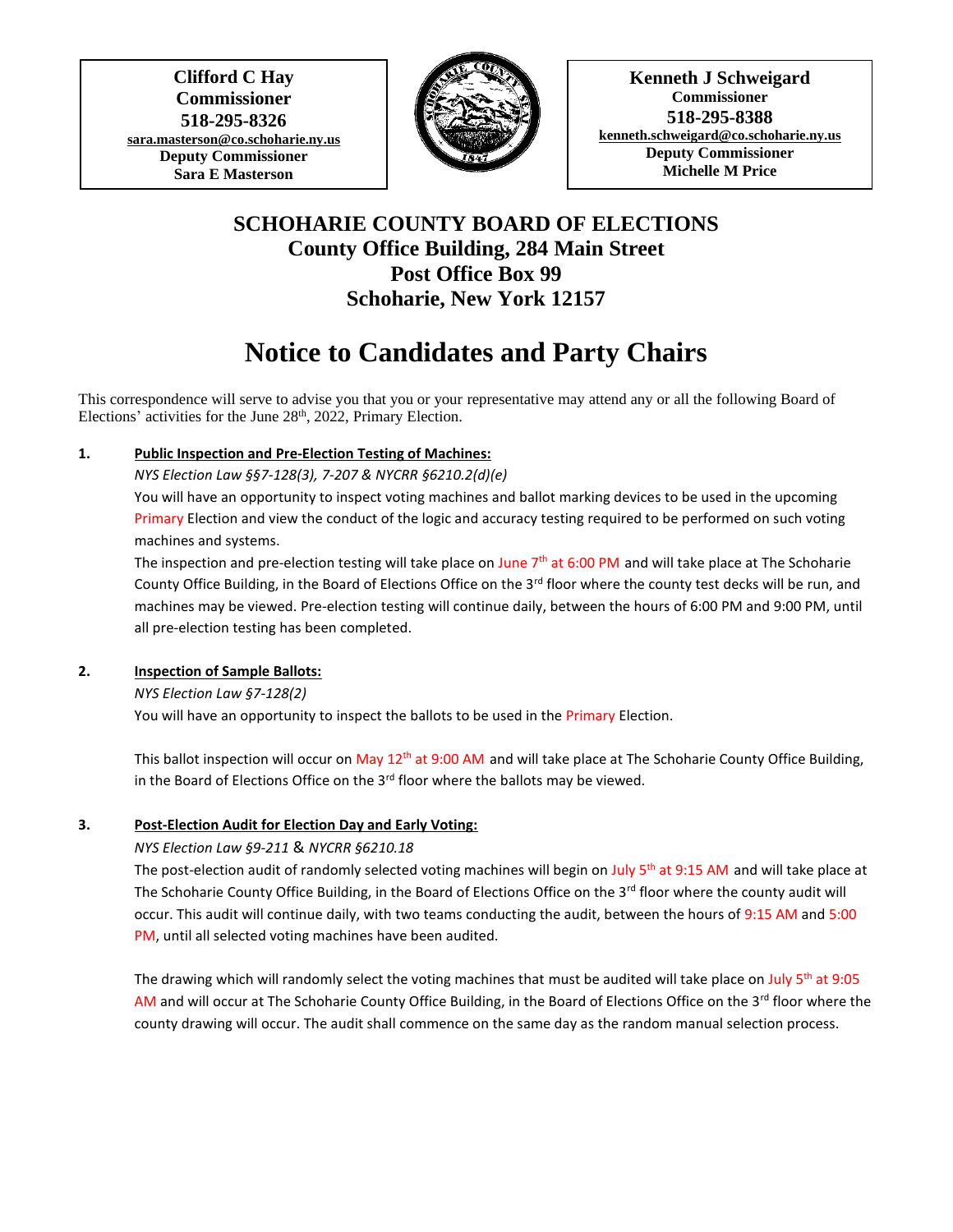**Clifford C Hay**
**Commissioner**
**518-295-8326**
**sara.masterson@co.schoharie.ny.us**
**Deputy Commissioner**
**Sara E Masterson**

**Kenneth J Schweigard**
**Commissioner**
**518-295-8388**
**kenneth.schweigard@co.schoharie.ny.us**
**Deputy Commissioner**
**Michelle M Price**

## SCHOHARIE COUNTY BOARD OF ELECTIONS
## County Office Building, 284 Main Street
## Post Office Box 99
## Schoharie, New York 12157

# Notice to Candidates and Party Chairs

This correspondence will serve to advise you that you or your representative may attend any or all the following Board of Elections' activities for the June 28th, 2022, Primary Election.

**1. Public Inspection and Pre-Election Testing of Machines:**

*NYS Election Law §§7-128(3), 7-207 & NYCRR §6210.2(d)(e)*

You will have an opportunity to inspect voting machines and ballot marking devices to be used in the upcoming Primary Election and view the conduct of the logic and accuracy testing required to be performed on such voting machines and systems.

The inspection and pre-election testing will take place on June 7th at 6:00 PM and will take place at The Schoharie County Office Building, in the Board of Elections Office on the 3rd floor where the county test decks will be run, and machines may be viewed. Pre-election testing will continue daily, between the hours of 6:00 PM and 9:00 PM, until all pre-election testing has been completed.

**2. Inspection of Sample Ballots:**

*NYS Election Law §7-128(2)*

You will have an opportunity to inspect the ballots to be used in the Primary Election.

This ballot inspection will occur on May 12th at 9:00 AM and will take place at The Schoharie County Office Building, in the Board of Elections Office on the 3rd floor where the ballots may be viewed.

**3. Post-Election Audit for Election Day and Early Voting:**

*NYS Election Law §9-211* & *NYCRR §6210.18*

The post-election audit of randomly selected voting machines will begin on July 5th at 9:15 AM and will take place at The Schoharie County Office Building, in the Board of Elections Office on the 3rd floor where the county audit will occur. This audit will continue daily, with two teams conducting the audit, between the hours of 9:15 AM and 5:00 PM, until all selected voting machines have been audited.

The drawing which will randomly select the voting machines that must be audited will take place on July 5th at 9:05 AM and will occur at The Schoharie County Office Building, in the Board of Elections Office on the 3rd floor where the county drawing will occur. The audit shall commence on the same day as the random manual selection process.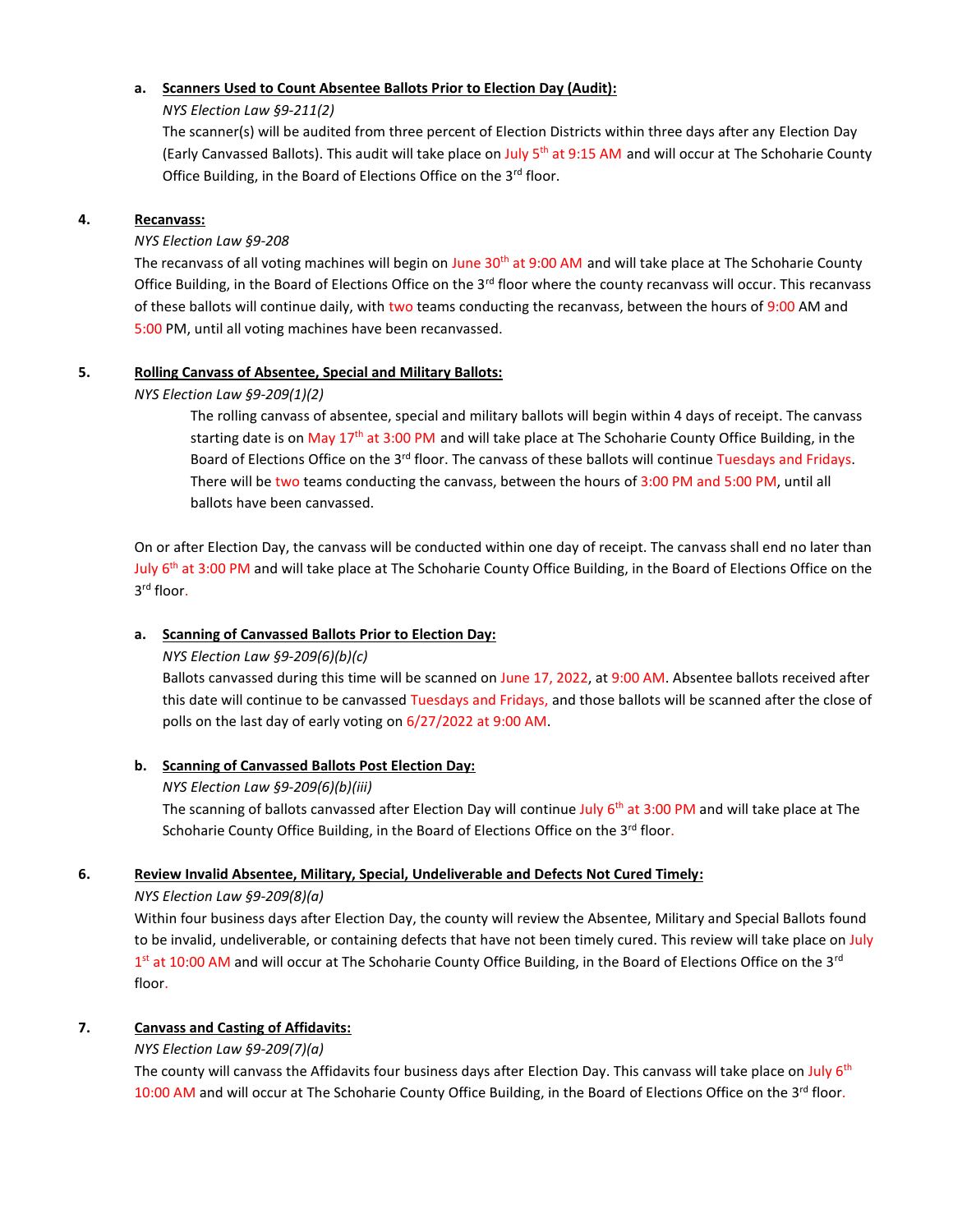**a. Scanners Used to Count Absentee Ballots Prior to Election Day (Audit):**

*NYS Election Law §9-211(2)*

The scanner(s) will be audited from three percent of Election Districts within three days after any Election Day (Early Canvassed Ballots). This audit will take place on July 5th at 9:15 AM and will occur at The Schoharie County Office Building, in the Board of Elections Office on the 3rd floor.

**4. Recanvass:**

*NYS Election Law §9-208*

The recanvass of all voting machines will begin on June 30th at 9:00 AM and will take place at The Schoharie County Office Building, in the Board of Elections Office on the 3rd floor where the county recanvass will occur. This recanvass of these ballots will continue daily, with two teams conducting the recanvass, between the hours of 9:00 AM and 5:00 PM, until all voting machines have been recanvassed.

**5. Rolling Canvass of Absentee, Special and Military Ballots:**

*NYS Election Law §9-209(1)(2)*

The rolling canvass of absentee, special and military ballots will begin within 4 days of receipt. The canvass starting date is on May 17th at 3:00 PM and will take place at The Schoharie County Office Building, in the Board of Elections Office on the 3rd floor. The canvass of these ballots will continue Tuesdays and Fridays. There will be two teams conducting the canvass, between the hours of 3:00 PM and 5:00 PM, until all ballots have been canvassed.

On or after Election Day, the canvass will be conducted within one day of receipt. The canvass shall end no later than July 6th at 3:00 PM and will take place at The Schoharie County Office Building, in the Board of Elections Office on the 3rd floor.

**a. Scanning of Canvassed Ballots Prior to Election Day:**

*NYS Election Law §9-209(6)(b)(c)*

Ballots canvassed during this time will be scanned on June 17, 2022, at 9:00 AM. Absentee ballots received after this date will continue to be canvassed Tuesdays and Fridays, and those ballots will be scanned after the close of polls on the last day of early voting on 6/27/2022 at 9:00 AM.

**b. Scanning of Canvassed Ballots Post Election Day:**

*NYS Election Law §9-209(6)(b)(iii)*

The scanning of ballots canvassed after Election Day will continue July 6th at 3:00 PM and will take place at The Schoharie County Office Building, in the Board of Elections Office on the 3rd floor.

**6. Review Invalid Absentee, Military, Special, Undeliverable and Defects Not Cured Timely:**

*NYS Election Law §9-209(8)(a)*

Within four business days after Election Day, the county will review the Absentee, Military and Special Ballots found to be invalid, undeliverable, or containing defects that have not been timely cured. This review will take place on July 1st at 10:00 AM and will occur at The Schoharie County Office Building, in the Board of Elections Office on the 3rd floor.

**7. Canvass and Casting of Affidavits:**

*NYS Election Law §9-209(7)(a)*

The county will canvass the Affidavits four business days after Election Day. This canvass will take place on July 6th 10:00 AM and will occur at The Schoharie County Office Building, in the Board of Elections Office on the 3rd floor.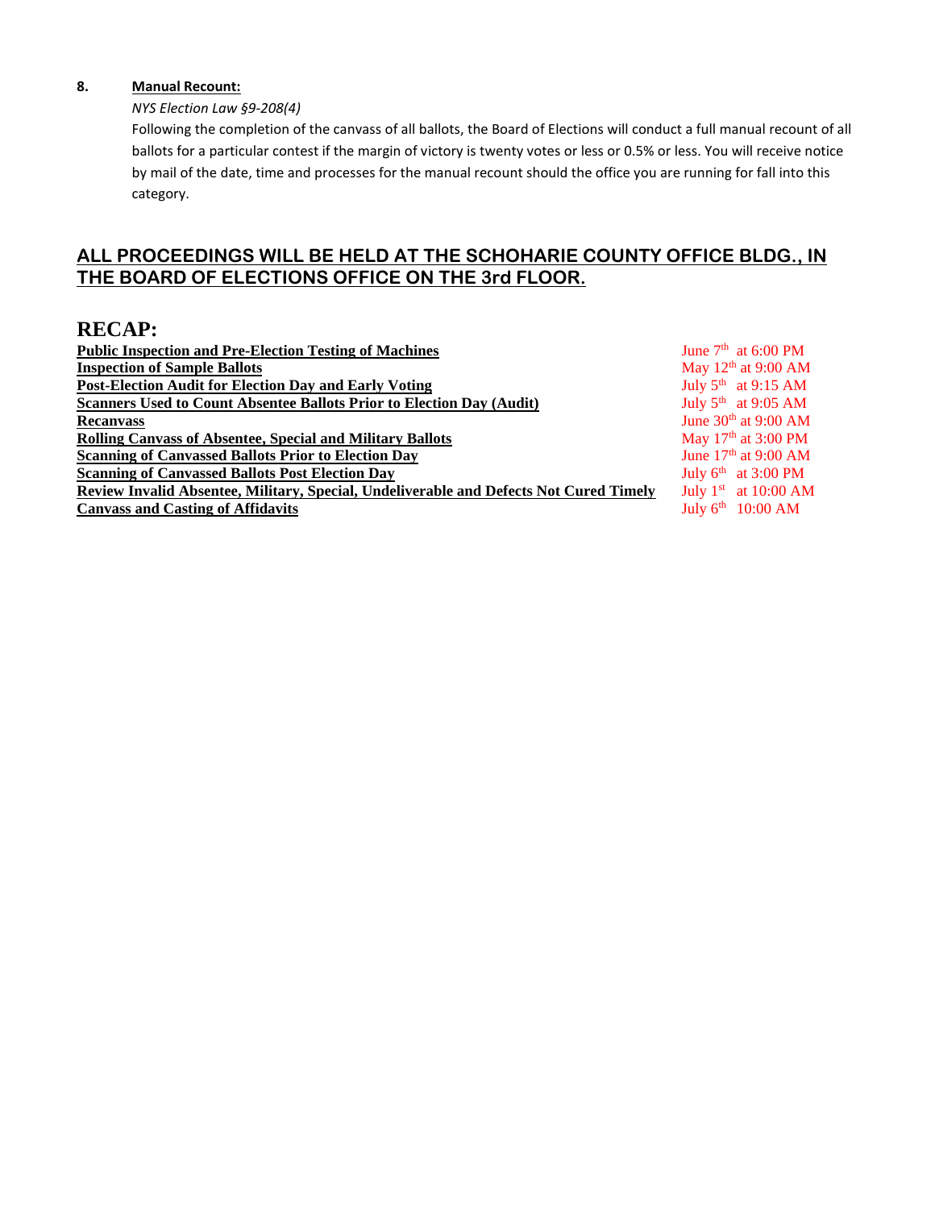**8. Manual Recount:**

*NYS Election Law §9-208(4)*

Following the completion of the canvass of all ballots, the Board of Elections will conduct a full manual recount of all ballots for a particular contest if the margin of victory is twenty votes or less or 0.5% or less. You will receive notice by mail of the date, time and processes for the manual recount should the office you are running for fall into this category.

## ALL PROCEEDINGS WILL BE HELD AT THE SCHOHARIE COUNTY OFFICE BLDG., IN THE BOARD OF ELECTIONS OFFICE ON THE 3rd FLOOR.

## RECAP:

| | |
|---|---|
| **Public Inspection and Pre-Election Testing of Machines** | June 7th at 6:00 PM |
| **Inspection of Sample Ballots** | May 12th at 9:00 AM |
| **Post-Election Audit for Election Day and Early Voting** | July 5th at 9:15 AM |
| **Scanners Used to Count Absentee Ballots Prior to Election Day (Audit)** | July 5th at 9:05 AM |
| **Recanvass** | June 30th at 9:00 AM |
| **Rolling Canvass of Absentee, Special and Military Ballots** | May 17th at 3:00 PM |
| **Scanning of Canvassed Ballots Prior to Election Day** | June 17th at 9:00 AM |
| **Scanning of Canvassed Ballots Post Election Day** | July 6th at 3:00 PM |
| **Review Invalid Absentee, Military, Special, Undeliverable and Defects Not Cured Timely** | July 1st at 10:00 AM |
| **Canvass and Casting of Affidavits** | July 6th 10:00 AM |